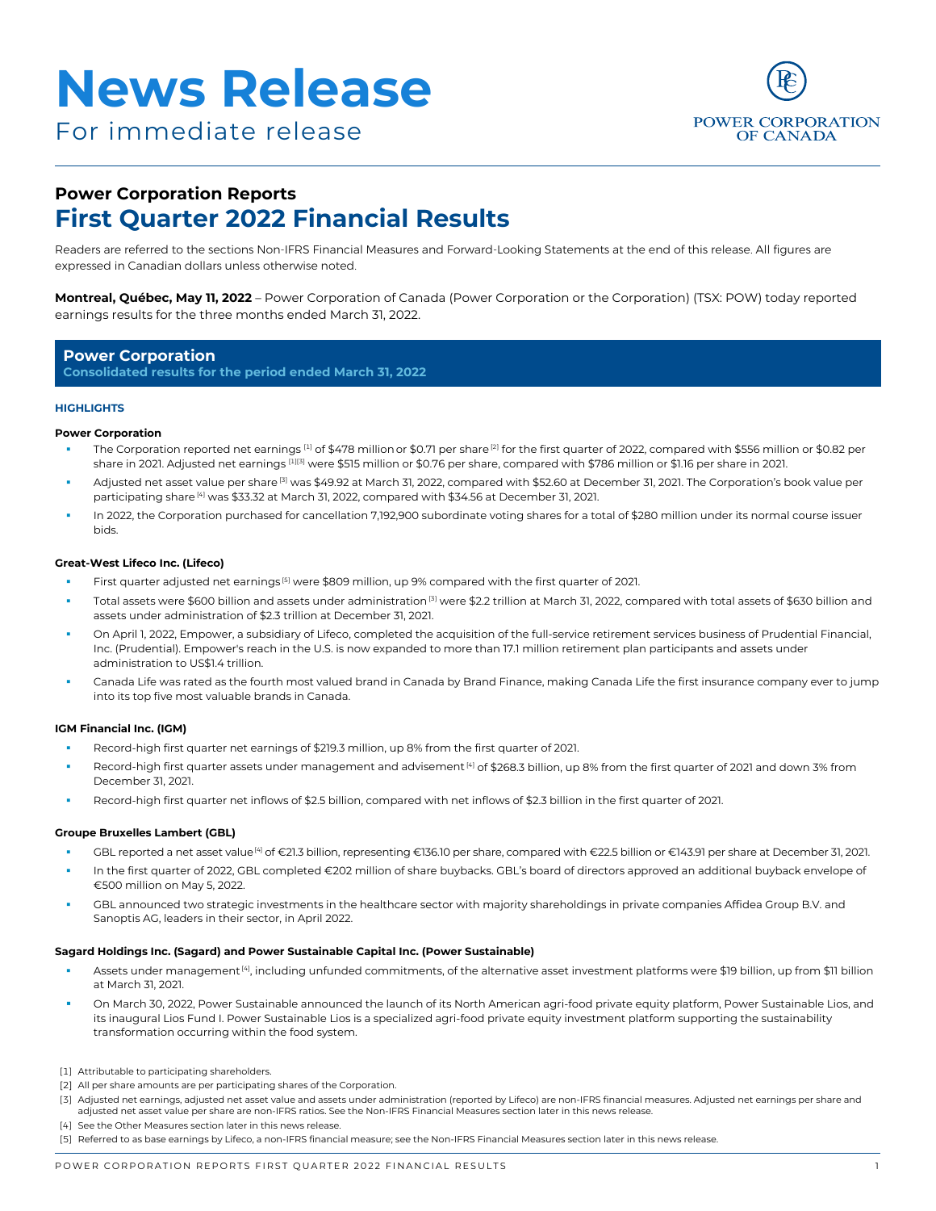# News Release

For immediate release

POWER CORPORATION OF CANADA

## Power Corporation Reports
## First Quarter 2022 Financial Results

Readers are referred to the sections Non-IFRS Financial Measures and Forward-Looking Statements at the end of this release. All figures are expressed in Canadian dollars unless otherwise noted.

**Montreal, Québec, May 11, 2022** – Power Corporation of Canada (Power Corporation or the Corporation) (TSX: POW) today reported earnings results for the three months ended March 31, 2022.

## Power Corporation
**Consolidated results for the period ended March 31, 2022**

### HIGHLIGHTS

#### Power Corporation

- The Corporation reported net earnings [1] of $478 million or $0.71 per share [2] for the first quarter of 2022, compared with $556 million or $0.82 per share in 2021. Adjusted net earnings [1][3] were $515 million or $0.76 per share, compared with $786 million or $1.16 per share in 2021.
- Adjusted net asset value per share [3] was $49.92 at March 31, 2022, compared with $52.60 at December 31, 2021. The Corporation's book value per participating share [4] was $33.32 at March 31, 2022, compared with $34.56 at December 31, 2021.
- In 2022, the Corporation purchased for cancellation 7,192,900 subordinate voting shares for a total of $280 million under its normal course issuer bids.

#### Great-West Lifeco Inc. (Lifeco)

- First quarter adjusted net earnings [5] were $809 million, up 9% compared with the first quarter of 2021.
- Total assets were $600 billion and assets under administration [3] were $2.2 trillion at March 31, 2022, compared with total assets of $630 billion and assets under administration of $2.3 trillion at December 31, 2021.
- On April 1, 2022, Empower, a subsidiary of Lifeco, completed the acquisition of the full-service retirement services business of Prudential Financial, Inc. (Prudential). Empower's reach in the U.S. is now expanded to more than 17.1 million retirement plan participants and assets under administration to US$1.4 trillion.
- Canada Life was rated as the fourth most valued brand in Canada by Brand Finance, making Canada Life the first insurance company ever to jump into its top five most valuable brands in Canada.

#### IGM Financial Inc. (IGM)

- Record-high first quarter net earnings of $219.3 million, up 8% from the first quarter of 2021.
- Record-high first quarter assets under management and advisement [4] of $268.3 billion, up 8% from the first quarter of 2021 and down 3% from December 31, 2021.
- Record-high first quarter net inflows of $2.5 billion, compared with net inflows of $2.3 billion in the first quarter of 2021.

#### Groupe Bruxelles Lambert (GBL)

- GBL reported a net asset value [4] of €21.3 billion, representing €136.10 per share, compared with €22.5 billion or €143.91 per share at December 31, 2021.
- In the first quarter of 2022, GBL completed €202 million of share buybacks. GBL's board of directors approved an additional buyback envelope of €500 million on May 5, 2022.
- GBL announced two strategic investments in the healthcare sector with majority shareholdings in private companies Affidea Group B.V. and Sanoptis AG, leaders in their sector, in April 2022.

#### Sagard Holdings Inc. (Sagard) and Power Sustainable Capital Inc. (Power Sustainable)

- Assets under management [4], including unfunded commitments, of the alternative asset investment platforms were $19 billion, up from $11 billion at March 31, 2021.
- On March 30, 2022, Power Sustainable announced the launch of its North American agri-food private equity platform, Power Sustainable Lios, and its inaugural Lios Fund I. Power Sustainable Lios is a specialized agri-food private equity investment platform supporting the sustainability transformation occurring within the food system.

[1] Attributable to participating shareholders.
[2] All per share amounts are per participating shares of the Corporation.
[3] Adjusted net earnings, adjusted net asset value and assets under administration (reported by Lifeco) are non-IFRS financial measures. Adjusted net earnings per share and adjusted net asset value per share are non-IFRS ratios. See the Non-IFRS Financial Measures section later in this news release.
[4] See the Other Measures section later in this news release.
[5] Referred to as base earnings by Lifeco, a non-IFRS financial measure; see the Non-IFRS Financial Measures section later in this news release.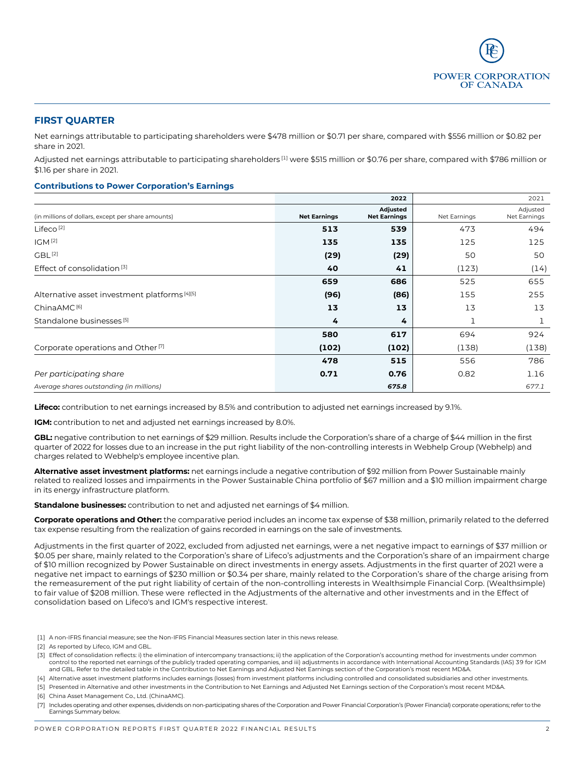## FIRST QUARTER

Net earnings attributable to participating shareholders were $478 million or $0.71 per share, compared with $556 million or $0.82 per share in 2021.

Adjusted net earnings attributable to participating shareholders [1] were $515 million or $0.76 per share, compared with $786 million or $1.16 per share in 2021.

### Contributions to Power Corporation's Earnings

| | 2022 | | 2021 | |
|---|---|---|---|---|
| (in millions of dollars, except per share amounts) | **Net Earnings** | **Adjusted Net Earnings** | Net Earnings | Adjusted Net Earnings |
| Lifeco [2] | **513** | **539** | 473 | 494 |
| IGM [2] | **135** | **135** | 125 | 125 |
| GBL [2] | **(29)** | **(29)** | 50 | 50 |
| Effect of consolidation [3] | **40** | **41** | (123) | (14) |
| | **659** | **686** | 525 | 655 |
| Alternative asset investment platforms [4][5] | **(96)** | **(86)** | 155 | 255 |
| ChinaAMC [6] | **13** | **13** | 13 | 13 |
| Standalone businesses [5] | **4** | **4** | 1 | 1 |
| | **580** | **617** | 694 | 924 |
| Corporate operations and Other [7] | **(102)** | **(102)** | (138) | (138) |
| | **478** | **515** | 556 | 786 |
| *Per participating share* | **0.71** | **0.76** | 0.82 | 1.16 |
| *Average shares outstanding (in millions)* | | ***675.8*** | | *677.1* |

**Lifeco:** contribution to net earnings increased by 8.5% and contribution to adjusted net earnings increased by 9.1%.

**IGM:** contribution to net and adjusted net earnings increased by 8.0%.

**GBL:** negative contribution to net earnings of $29 million. Results include the Corporation's share of a charge of $44 million in the first quarter of 2022 for losses due to an increase in the put right liability of the non-controlling interests in Webhelp Group (Webhelp) and charges related to Webhelp's employee incentive plan.

**Alternative asset investment platforms:** net earnings include a negative contribution of $92 million from Power Sustainable mainly related to realized losses and impairments in the Power Sustainable China portfolio of $67 million and a $10 million impairment charge in its energy infrastructure platform.

**Standalone businesses:** contribution to net and adjusted net earnings of $4 million.

**Corporate operations and Other:** the comparative period includes an income tax expense of $38 million, primarily related to the deferred tax expense resulting from the realization of gains recorded in earnings on the sale of investments.

Adjustments in the first quarter of 2022, excluded from adjusted net earnings, were a net negative impact to earnings of $37 million or $0.05 per share, mainly related to the Corporation's share of Lifeco's adjustments and the Corporation's share of an impairment charge of $10 million recognized by Power Sustainable on direct investments in energy assets. Adjustments in the first quarter of 2021 were a negative net impact to earnings of $230 million or $0.34 per share, mainly related to the Corporation's share of the charge arising from the remeasurement of the put right liability of certain of the non-controlling interests in Wealthsimple Financial Corp. (Wealthsimple) to fair value of $208 million. These were reflected in the Adjustments of the alternative and other investments and in the Effect of consolidation based on Lifeco's and IGM's respective interest.

[1] A non-IFRS financial measure; see the Non-IFRS Financial Measures section later in this news release.

[2] As reported by Lifeco, IGM and GBL.

[3] Effect of consolidation reflects: i) the elimination of intercompany transactions; ii) the application of the Corporation's accounting method for investments under common control to the reported net earnings of the publicly traded operating companies, and iii) adjustments in accordance with International Accounting Standards (IAS) 39 for IGM and GBL. Refer to the detailed table in the Contribution to Net Earnings and Adjusted Net Earnings section of the Corporation's most recent MD&A.

[4] Alternative asset investment platforms includes earnings (losses) from investment platforms including controlled and consolidated subsidiaries and other investments.

[5] Presented in Alternative and other investments in the Contribution to Net Earnings and Adjusted Net Earnings section of the Corporation's most recent MD&A.

[6] China Asset Management Co., Ltd. (ChinaAMC).

[7] Includes operating and other expenses, dividends on non-participating shares of the Corporation and Power Financial Corporation's (Power Financial) corporate operations; refer to the Earnings Summary below.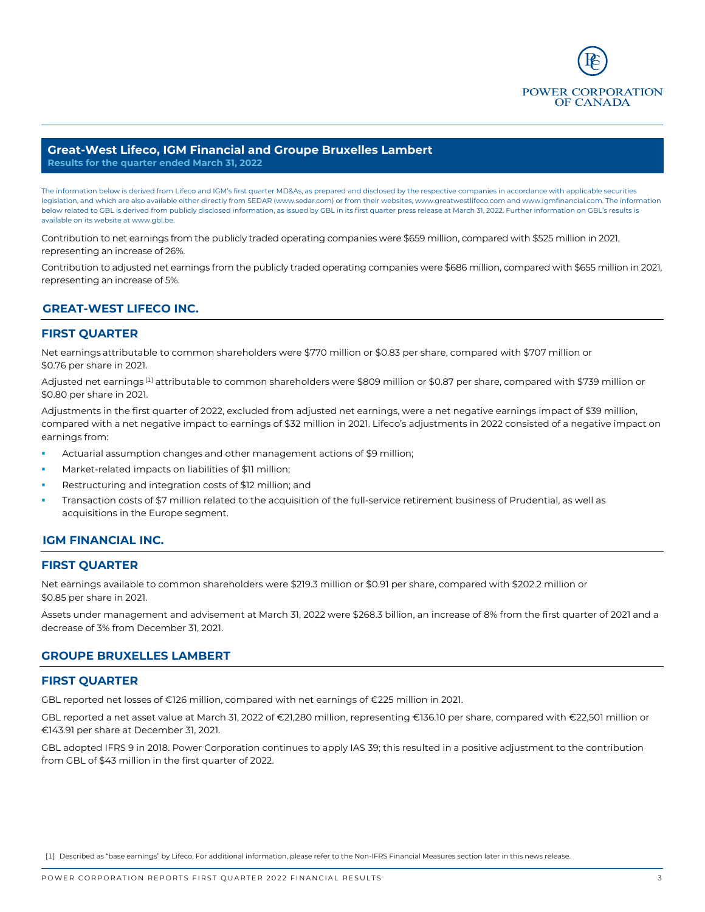## Great-West Lifeco, IGM Financial and Groupe Bruxelles Lambert

**Results for the quarter ended March 31, 2022**

The information below is derived from Lifeco and IGM's first quarter MD&As, as prepared and disclosed by the respective companies in accordance with applicable securities legislation, and which are also available either directly from SEDAR (www.sedar.com) or from their websites, www.greatwestlifeco.com and www.igmfinancial.com. The information below related to GBL is derived from publicly disclosed information, as issued by GBL in its first quarter press release at March 31, 2022. Further information on GBL's results is available on its website at www.gbl.be.

Contribution to net earnings from the publicly traded operating companies were $659 million, compared with $525 million in 2021, representing an increase of 26%.

Contribution to adjusted net earnings from the publicly traded operating companies were $686 million, compared with $655 million in 2021, representing an increase of 5%.

## GREAT-WEST LIFECO INC.

### FIRST QUARTER

Net earnings attributable to common shareholders were $770 million or $0.83 per share, compared with $707 million or $0.76 per share in 2021.

Adjusted net earnings [1] attributable to common shareholders were $809 million or $0.87 per share, compared with $739 million or $0.80 per share in 2021.

Adjustments in the first quarter of 2022, excluded from adjusted net earnings, were a net negative earnings impact of $39 million, compared with a net negative impact to earnings of $32 million in 2021. Lifeco's adjustments in 2022 consisted of a negative impact on earnings from:

- Actuarial assumption changes and other management actions of $9 million;
- Market-related impacts on liabilities of $11 million;
- Restructuring and integration costs of $12 million; and
- Transaction costs of $7 million related to the acquisition of the full-service retirement business of Prudential, as well as acquisitions in the Europe segment.

## IGM FINANCIAL INC.

### FIRST QUARTER

Net earnings available to common shareholders were $219.3 million or $0.91 per share, compared with $202.2 million or $0.85 per share in 2021.

Assets under management and advisement at March 31, 2022 were $268.3 billion, an increase of 8% from the first quarter of 2021 and a decrease of 3% from December 31, 2021.

## GROUPE BRUXELLES LAMBERT

### FIRST QUARTER

GBL reported net losses of €126 million, compared with net earnings of €225 million in 2021.

GBL reported a net asset value at March 31, 2022 of €21,280 million, representing €136.10 per share, compared with €22,501 million or €143.91 per share at December 31, 2021.

GBL adopted IFRS 9 in 2018. Power Corporation continues to apply IAS 39; this resulted in a positive adjustment to the contribution from GBL of $43 million in the first quarter of 2022.

[1] Described as "base earnings" by Lifeco. For additional information, please refer to the Non-IFRS Financial Measures section later in this news release.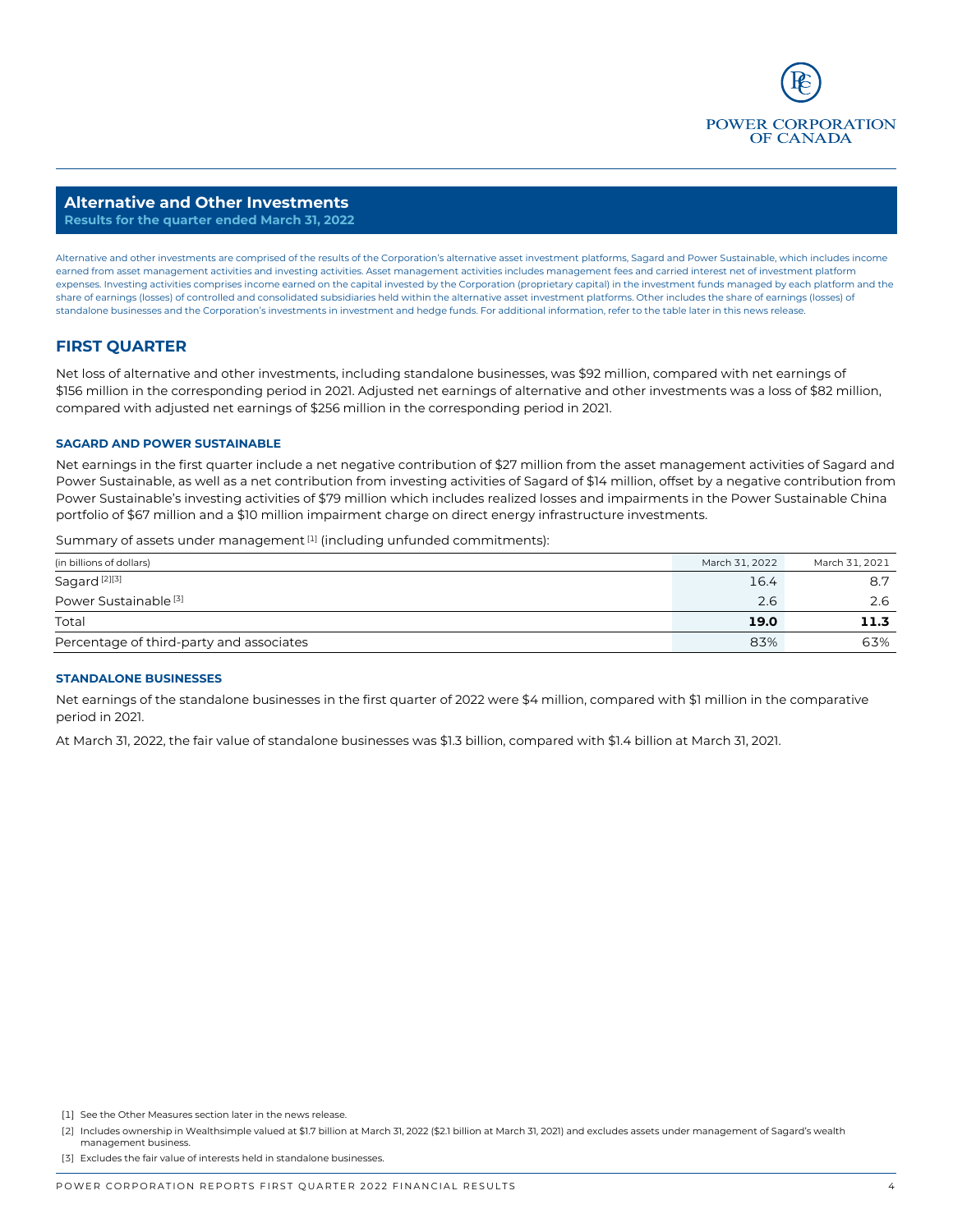## Alternative and Other Investments

**Results for the quarter ended March 31, 2022**

Alternative and other investments are comprised of the results of the Corporation's alternative asset investment platforms, Sagard and Power Sustainable, which includes income earned from asset management activities and investing activities. Asset management activities includes management fees and carried interest net of investment platform expenses. Investing activities comprises income earned on the capital invested by the Corporation (proprietary capital) in the investment funds managed by each platform and the share of earnings (losses) of controlled and consolidated subsidiaries held within the alternative asset investment platforms. Other includes the share of earnings (losses) of standalone businesses and the Corporation's investments in investment and hedge funds. For additional information, refer to the table later in this news release.

## FIRST QUARTER

Net loss of alternative and other investments, including standalone businesses, was $92 million, compared with net earnings of $156 million in the corresponding period in 2021. Adjusted net earnings of alternative and other investments was a loss of $82 million, compared with adjusted net earnings of $256 million in the corresponding period in 2021.

#### SAGARD AND POWER SUSTAINABLE

Net earnings in the first quarter include a net negative contribution of $27 million from the asset management activities of Sagard and Power Sustainable, as well as a net contribution from investing activities of Sagard of $14 million, offset by a negative contribution from Power Sustainable's investing activities of $79 million which includes realized losses and impairments in the Power Sustainable China portfolio of $67 million and a $10 million impairment charge on direct energy infrastructure investments.

Summary of assets under management [1] (including unfunded commitments):

| (in billions of dollars) | March 31, 2022 | March 31, 2021 |
|---|---|---|
| Sagard [2][3] | 16.4 | 8.7 |
| Power Sustainable [3] | 2.6 | 2.6 |
| Total | **19.0** | **11.3** |
| Percentage of third-party and associates | 83% | 63% |

#### STANDALONE BUSINESSES

Net earnings of the standalone businesses in the first quarter of 2022 were $4 million, compared with $1 million in the comparative period in 2021.

At March 31, 2022, the fair value of standalone businesses was $1.3 billion, compared with $1.4 billion at March 31, 2021.

[1] See the Other Measures section later in the news release.

[2] Includes ownership in Wealthsimple valued at $1.7 billion at March 31, 2022 ($2.1 billion at March 31, 2021) and excludes assets under management of Sagard's wealth management business.

[3] Excludes the fair value of interests held in standalone businesses.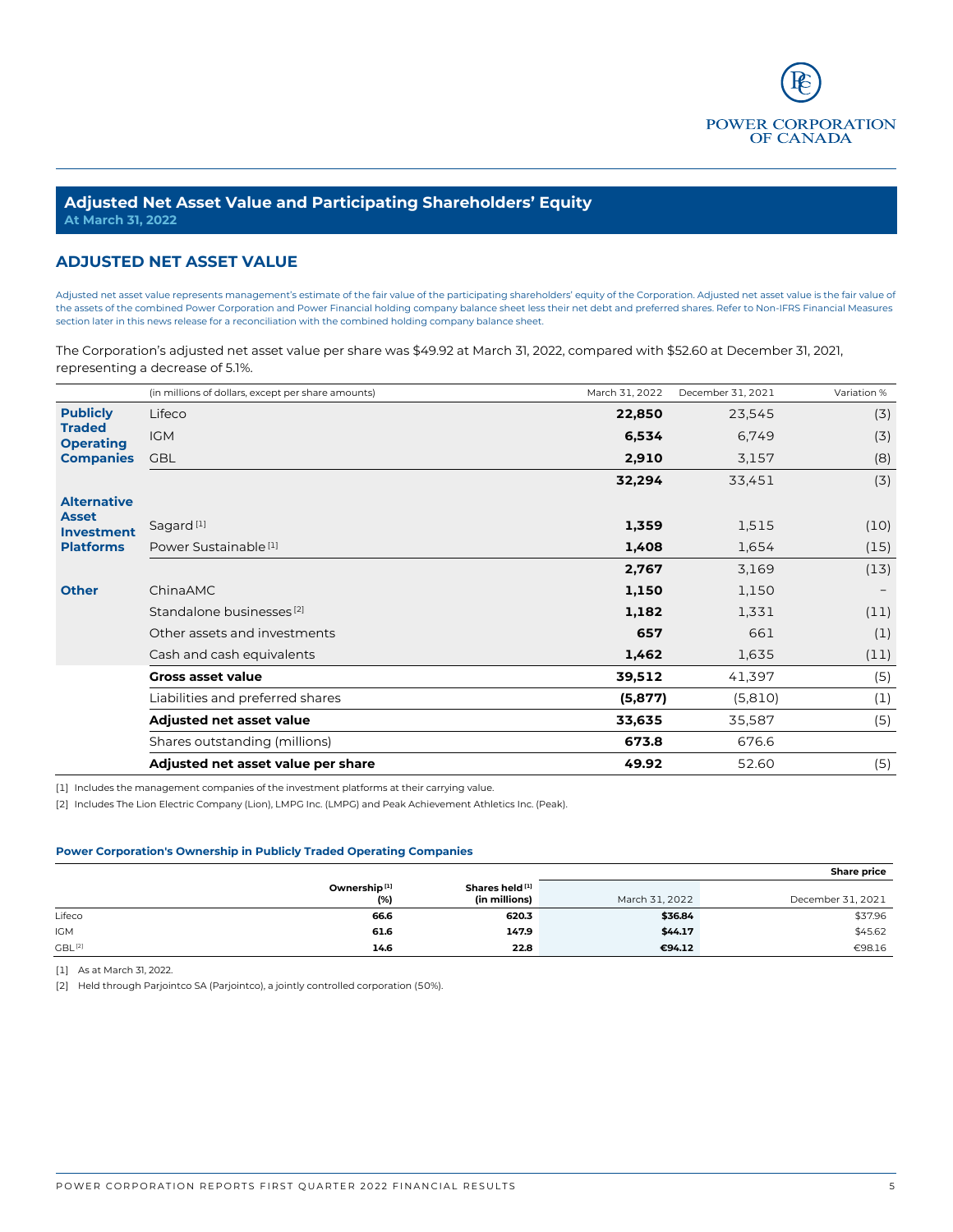## Adjusted Net Asset Value and Participating Shareholders' Equity

**At March 31, 2022**

### ADJUSTED NET ASSET VALUE

Adjusted net asset value represents management's estimate of the fair value of the participating shareholders' equity of the Corporation. Adjusted net asset value is the fair value of the assets of the combined Power Corporation and Power Financial holding company balance sheet less their net debt and preferred shares. Refer to Non-IFRS Financial Measures section later in this news release for a reconciliation with the combined holding company balance sheet.

The Corporation's adjusted net asset value per share was $49.92 at March 31, 2022, compared with $52.60 at December 31, 2021, representing a decrease of 5.1%.

| | (in millions of dollars, except per share amounts) | March 31, 2022 | December 31, 2021 | Variation % |
|---|---|---|---|---|
| **Publicly Traded Operating Companies** | Lifeco | **22,850** | 23,545 | (3) |
| | IGM | **6,534** | 6,749 | (3) |
| | GBL | **2,910** | 3,157 | (8) |
| | | **32,294** | 33,451 | (3) |
| **Alternative Asset Investment Platforms** | Sagard [1] | **1,359** | 1,515 | (10) |
| | Power Sustainable [1] | **1,408** | 1,654 | (15) |
| | | **2,767** | 3,169 | (13) |
| **Other** | ChinaAMC | **1,150** | 1,150 | – |
| | Standalone businesses [2] | **1,182** | 1,331 | (11) |
| | Other assets and investments | **657** | 661 | (1) |
| | Cash and cash equivalents | **1,462** | 1,635 | (11) |
| | **Gross asset value** | **39,512** | 41,397 | (5) |
| | Liabilities and preferred shares | **(5,877)** | (5,810) | (1) |
| | **Adjusted net asset value** | **33,635** | 35,587 | (5) |
| | Shares outstanding (millions) | **673.8** | 676.6 | |
| | **Adjusted net asset value per share** | **49.92** | 52.60 | (5) |

[1] Includes the management companies of the investment platforms at their carrying value.

[2] Includes The Lion Electric Company (Lion), LMPG Inc. (LMPG) and Peak Achievement Athletics Inc. (Peak).

**Power Corporation's Ownership in Publicly Traded Operating Companies**

| | Ownership [1] (%) | Shares held [1] (in millions) | Share price March 31, 2022 | Share price December 31, 2021 |
|---|---|---|---|---|
| Lifeco | **66.6** | **620.3** | **$36.84** | $37.96 |
| IGM | **61.6** | **147.9** | **$44.17** | $45.62 |
| GBL [2] | **14.6** | **22.8** | **€94.12** | €98.16 |

[1] As at March 31, 2022.

[2] Held through Parjointco SA (Parjointco), a jointly controlled corporation (50%).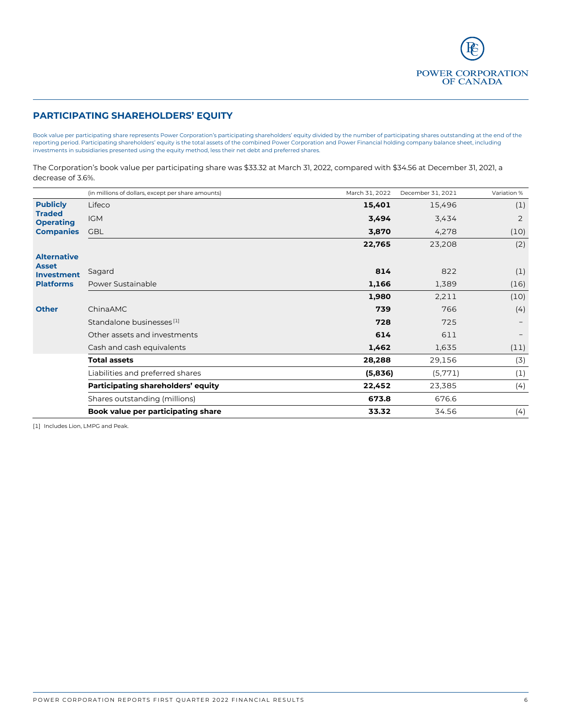## PARTICIPATING SHAREHOLDERS' EQUITY

Book value per participating share represents Power Corporation's participating shareholders' equity divided by the number of participating shares outstanding at the end of the reporting period. Participating shareholders' equity is the total assets of the combined Power Corporation and Power Financial holding company balance sheet, including investments in subsidiaries presented using the equity method, less their net debt and preferred shares.

The Corporation's book value per participating share was $33.32 at March 31, 2022, compared with $34.56 at December 31, 2021, a decrease of 3.6%.

| | (in millions of dollars, except per share amounts) | March 31, 2022 | December 31, 2021 | Variation % |
|---|---|---|---|---|
| **Publicly Traded Operating Companies** | Lifeco | **15,401** | 15,496 | (1) |
| | IGM | **3,494** | 3,434 | 2 |
| | GBL | **3,870** | 4,278 | (10) |
| | | **22,765** | 23,208 | (2) |
| **Alternative Asset Investment Platforms** | Sagard | **814** | 822 | (1) |
| | Power Sustainable | **1,166** | 1,389 | (16) |
| | | **1,980** | 2,211 | (10) |
| **Other** | ChinaAMC | **739** | 766 | (4) |
| | Standalone businesses [1] | **728** | 725 | – |
| | Other assets and investments | **614** | 611 | – |
| | Cash and cash equivalents | **1,462** | 1,635 | (11) |
| | **Total assets** | **28,288** | 29,156 | (3) |
| | Liabilities and preferred shares | **(5,836)** | (5,771) | (1) |
| | **Participating shareholders' equity** | **22,452** | 23,385 | (4) |
| | Shares outstanding (millions) | **673.8** | 676.6 | |
| | **Book value per participating share** | **33.32** | 34.56 | (4) |

[1] Includes Lion, LMPG and Peak.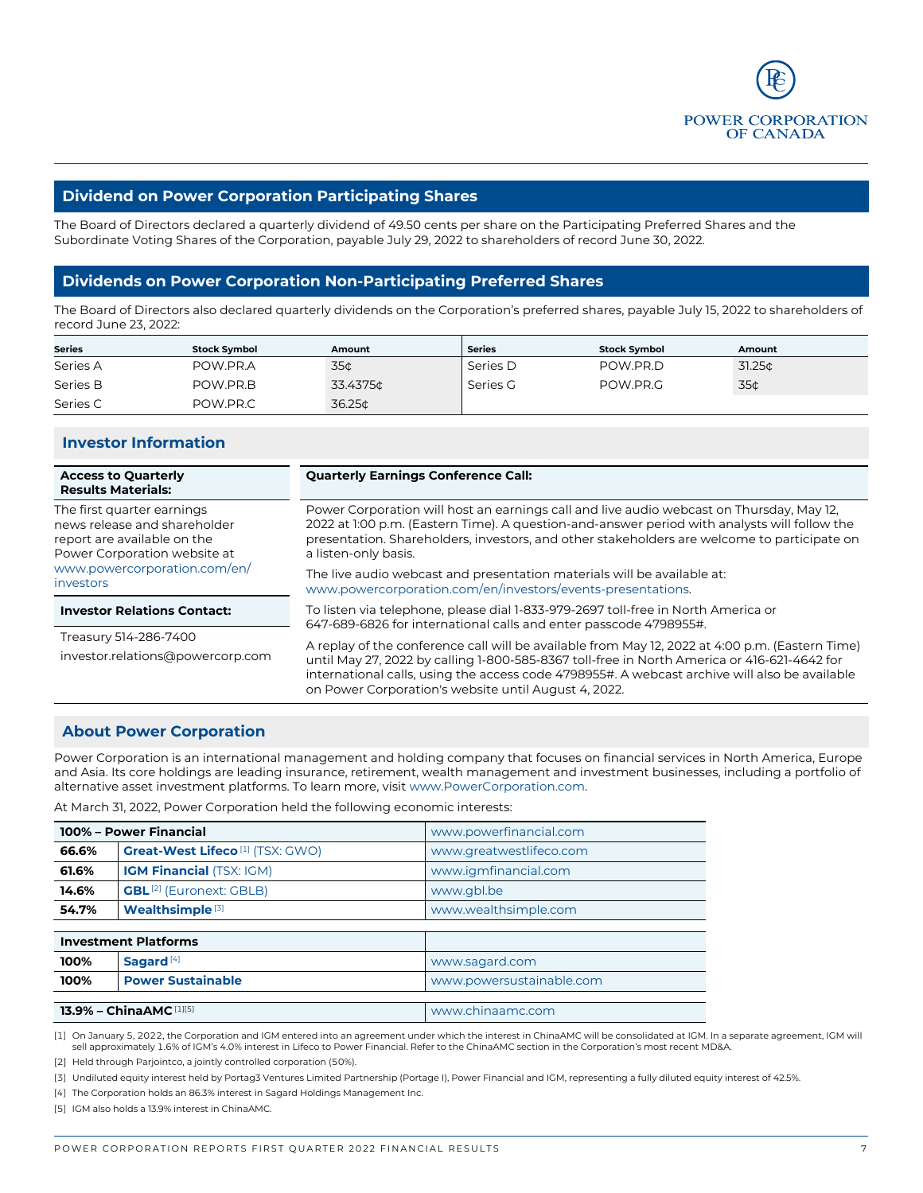## Dividend on Power Corporation Participating Shares

The Board of Directors declared a quarterly dividend of 49.50 cents per share on the Participating Preferred Shares and the Subordinate Voting Shares of the Corporation, payable July 29, 2022 to shareholders of record June 30, 2022.

## Dividends on Power Corporation Non-Participating Preferred Shares

The Board of Directors also declared quarterly dividends on the Corporation's preferred shares, payable July 15, 2022 to shareholders of record June 23, 2022:

| Series | Stock Symbol | Amount | Series | Stock Symbol | Amount |
|---|---|---|---|---|---|
| Series A | POW.PR.A | 35¢ | Series D | POW.PR.D | 31.25¢ |
| Series B | POW.PR.B | 33.4375¢ | Series G | POW.PR.G | 35¢ |
| Series C | POW.PR.C | 36.25¢ | | | |

## Investor Information

**Access to Quarterly Results Materials:**

The first quarter earnings news release and shareholder report are available on the Power Corporation website at www.powercorporation.com/en/investors

**Investor Relations Contact:**

Treasury 514-286-7400

investor.relations@powercorp.com

**Quarterly Earnings Conference Call:**

Power Corporation will host an earnings call and live audio webcast on Thursday, May 12, 2022 at 1:00 p.m. (Eastern Time). A question-and-answer period with analysts will follow the presentation. Shareholders, investors, and other stakeholders are welcome to participate on a listen-only basis.

The live audio webcast and presentation materials will be available at: www.powercorporation.com/en/investors/events-presentations.

To listen via telephone, please dial 1-833-979-2697 toll-free in North America or 647-689-6826 for international calls and enter passcode 4798955#.

A replay of the conference call will be available from May 12, 2022 at 4:00 p.m. (Eastern Time) until May 27, 2022 by calling 1-800-585-8367 toll-free in North America or 416-621-4642 for international calls, using the access code 4798955#. A webcast archive will also be available on Power Corporation's website until August 4, 2022.

## About Power Corporation

Power Corporation is an international management and holding company that focuses on financial services in North America, Europe and Asia. Its core holdings are leading insurance, retirement, wealth management and investment businesses, including a portfolio of alternative asset investment platforms. To learn more, visit www.PowerCorporation.com.

At March 31, 2022, Power Corporation held the following economic interests:

| 100% – Power Financial | | www.powerfinancial.com |
|---|---|---|
| 66.6% | **Great-West Lifeco** [1] (TSX: GWO) | www.greatwestlifeco.com |
| 61.6% | **IGM Financial** (TSX: IGM) | www.igmfinancial.com |
| 14.6% | **GBL** [2] (Euronext: GBLB) | www.gbl.be |
| 54.7% | **Wealthsimple** [3] | www.wealthsimple.com |
| **Investment Platforms** | | |
| 100% | **Sagard** [4] | www.sagard.com |
| 100% | **Power Sustainable** | www.powersustainable.com |
| **13.9% – ChinaAMC** [1][5] | | www.chinaamc.com |

[1] On January 5, 2022, the Corporation and IGM entered into an agreement under which the interest in ChinaAMC will be consolidated at IGM. In a separate agreement, IGM will sell approximately 1.6% of IGM's 4.0% interest in Lifeco to Power Financial. Refer to the ChinaAMC section in the Corporation's most recent MD&A.

[2] Held through Parjointco, a jointly controlled corporation (50%).

[3] Undiluted equity interest held by Portag3 Ventures Limited Partnership (Portage I), Power Financial and IGM, representing a fully diluted equity interest of 42.5%.

[4] The Corporation holds an 86.3% interest in Sagard Holdings Management Inc.

[5] IGM also holds a 13.9% interest in ChinaAMC.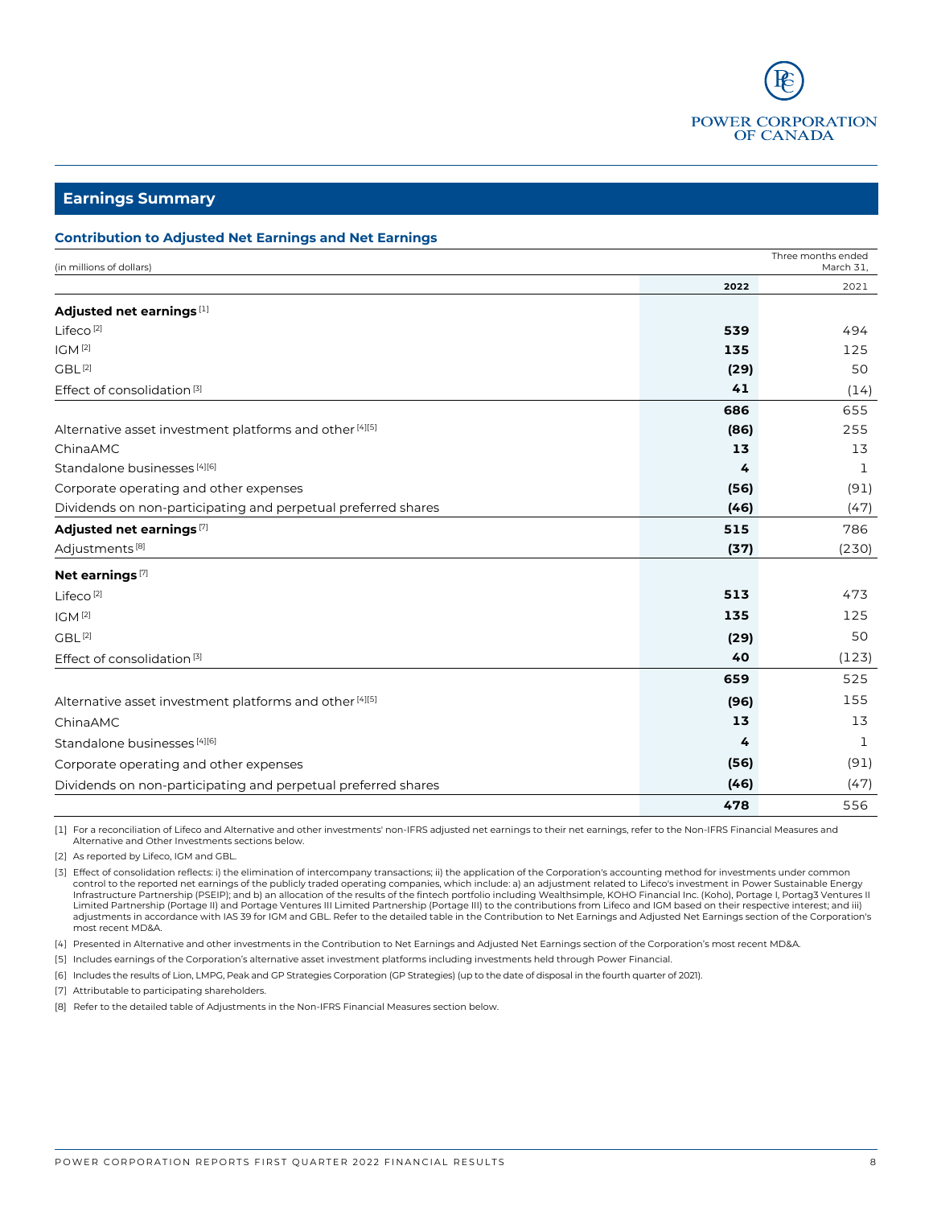## Earnings Summary

### Contribution to Adjusted Net Earnings and Net Earnings

| (in millions of dollars) | Three months ended March 31, | |
|---|---|---|
| | **2022** | 2021 |
| **Adjusted net earnings** [1] | | |
| Lifeco [2] | **539** | 494 |
| IGM [2] | **135** | 125 |
| GBL [2] | **(29)** | 50 |
| Effect of consolidation [3] | **41** | (14) |
| | **686** | 655 |
| Alternative asset investment platforms and other [4][5] | **(86)** | 255 |
| ChinaAMC | **13** | 13 |
| Standalone businesses [4][6] | **4** | 1 |
| Corporate operating and other expenses | **(56)** | (91) |
| Dividends on non-participating and perpetual preferred shares | **(46)** | (47) |
| **Adjusted net earnings** [7] | **515** | 786 |
| Adjustments [8] | **(37)** | (230) |
| **Net earnings** [7] | | |
| Lifeco [2] | **513** | 473 |
| IGM [2] | **135** | 125 |
| GBL [2] | **(29)** | 50 |
| Effect of consolidation [3] | **40** | (123) |
| | **659** | 525 |
| Alternative asset investment platforms and other [4][5] | **(96)** | 155 |
| ChinaAMC | **13** | 13 |
| Standalone businesses [4][6] | **4** | 1 |
| Corporate operating and other expenses | **(56)** | (91) |
| Dividends on non-participating and perpetual preferred shares | **(46)** | (47) |
| | **478** | 556 |

[1] For a reconciliation of Lifeco and Alternative and other investments' non-IFRS adjusted net earnings to their net earnings, refer to the Non-IFRS Financial Measures and Alternative and Other Investments sections below.

[2] As reported by Lifeco, IGM and GBL.

[3] Effect of consolidation reflects: i) the elimination of intercompany transactions; ii) the application of the Corporation's accounting method for investments under common control to the reported net earnings of the publicly traded operating companies, which include: a) an adjustment related to Lifeco's investment in Power Sustainable Energy Infrastructure Partnership (PSEIP); and b) an allocation of the results of the fintech portfolio including Wealthsimple, KOHO Financial Inc. (Koho), Portage I, Portag3 Ventures II Limited Partnership (Portage II) and Portage Ventures III Limited Partnership (Portage III) to the contributions from Lifeco and IGM based on their respective interest; and iii) adjustments in accordance with IAS 39 for IGM and GBL. Refer to the detailed table in the Contribution to Net Earnings and Adjusted Net Earnings section of the Corporation's most recent MD&A.

[4] Presented in Alternative and other investments in the Contribution to Net Earnings and Adjusted Net Earnings section of the Corporation's most recent MD&A.

[5] Includes earnings of the Corporation's alternative asset investment platforms including investments held through Power Financial.

[6] Includes the results of Lion, LMPG, Peak and GP Strategies Corporation (GP Strategies) (up to the date of disposal in the fourth quarter of 2021).

[7] Attributable to participating shareholders.

[8] Refer to the detailed table of Adjustments in the Non-IFRS Financial Measures section below.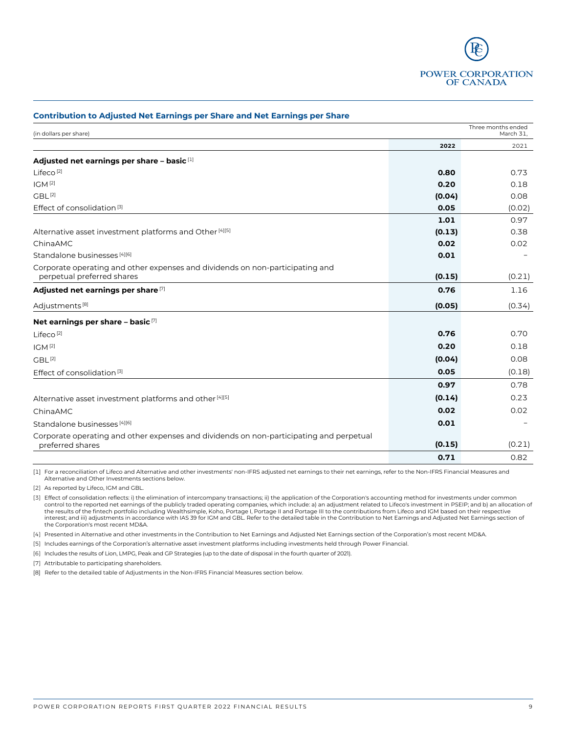## Contribution to Adjusted Net Earnings per Share and Net Earnings per Share

| (in dollars per share) | Three months ended March 31, | |
|---|---|---|
| | **2022** | 2021 |
| **Adjusted net earnings per share – basic** [1] | | |
| Lifeco [2] | **0.80** | 0.73 |
| IGM [2] | **0.20** | 0.18 |
| GBL [2] | **(0.04)** | 0.08 |
| Effect of consolidation [3] | **0.05** | (0.02) |
| | **1.01** | 0.97 |
| Alternative asset investment platforms and Other [4][5] | **(0.13)** | 0.38 |
| ChinaAMC | **0.02** | 0.02 |
| Standalone businesses [4][6] | **0.01** | – |
| Corporate operating and other expenses and dividends on non-participating and perpetual preferred shares | **(0.15)** | (0.21) |
| **Adjusted net earnings per share** [7] | **0.76** | 1.16 |
| Adjustments [8] | **(0.05)** | (0.34) |
| **Net earnings per share – basic** [7] | | |
| Lifeco [2] | **0.76** | 0.70 |
| IGM [2] | **0.20** | 0.18 |
| GBL [2] | **(0.04)** | 0.08 |
| Effect of consolidation [3] | **0.05** | (0.18) |
| | **0.97** | 0.78 |
| Alternative asset investment platforms and other [4][5] | **(0.14)** | 0.23 |
| ChinaAMC | **0.02** | 0.02 |
| Standalone businesses [4][6] | **0.01** | – |
| Corporate operating and other expenses and dividends on non-participating and perpetual preferred shares | **(0.15)** | (0.21) |
| | **0.71** | 0.82 |

[1] For a reconciliation of Lifeco and Alternative and other investments' non-IFRS adjusted net earnings to their net earnings, refer to the Non-IFRS Financial Measures and Alternative and Other Investments sections below.

[2] As reported by Lifeco, IGM and GBL.

[3] Effect of consolidation reflects: i) the elimination of intercompany transactions; ii) the application of the Corporation's accounting method for investments under common control to the reported net earnings of the publicly traded operating companies, which include: a) an adjustment related to Lifeco's investment in PSEIP; and b) an allocation of the results of the fintech portfolio including Wealthsimple, Koho, Portage I, Portage II and Portage III to the contributions from Lifeco and IGM based on their respective interest; and iii) adjustments in accordance with IAS 39 for IGM and GBL. Refer to the detailed table in the Contribution to Net Earnings and Adjusted Net Earnings section of the Corporation's most recent MD&A.

[4] Presented in Alternative and other investments in the Contribution to Net Earnings and Adjusted Net Earnings section of the Corporation's most recent MD&A.

[5] Includes earnings of the Corporation's alternative asset investment platforms including investments held through Power Financial.

[6] Includes the results of Lion, LMPG, Peak and GP Strategies (up to the date of disposal in the fourth quarter of 2021).

[7] Attributable to participating shareholders.

[8] Refer to the detailed table of Adjustments in the Non-IFRS Financial Measures section below.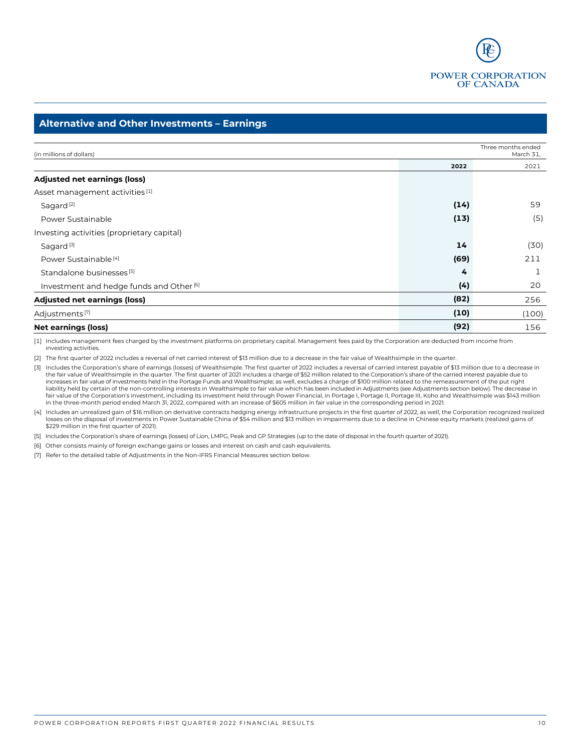## Alternative and Other Investments – Earnings

| (in millions of dollars) | Three months ended March 31, | |
|---|---|---|
| | **2022** | 2021 |
| **Adjusted net earnings (loss)** | | |
| Asset management activities [1] | | |
| Sagard [2] | **(14)** | 59 |
| Power Sustainable | **(13)** | (5) |
| Investing activities (proprietary capital) | | |
| Sagard [3] | **14** | (30) |
| Power Sustainable [4] | **(69)** | 211 |
| Standalone businesses [5] | **4** | 1 |
| Investment and hedge funds and Other [6] | **(4)** | 20 |
| **Adjusted net earnings (loss)** | **(82)** | 256 |
| Adjustments [7] | **(10)** | (100) |
| **Net earnings (loss)** | **(92)** | 156 |

[1] Includes management fees charged by the investment platforms on proprietary capital. Management fees paid by the Corporation are deducted from income from investing activities.

[2] The first quarter of 2022 includes a reversal of net carried interest of $13 million due to a decrease in the fair value of Wealthsimple in the quarter.

[3] Includes the Corporation's share of earnings (losses) of Wealthsimple. The first quarter of 2022 includes a reversal of carried interest payable of $13 million due to a decrease in the fair value of Wealthsimple in the quarter. The first quarter of 2021 includes a charge of $52 million related to the Corporation's share of the carried interest payable due to increases in fair value of investments held in the Portage Funds and Wealthsimple; as well, excludes a charge of $100 million related to the remeasurement of the put right liability held by certain of the non-controlling interests in Wealthsimple to fair value which has been included in Adjustments (see Adjustments section below). The decrease in fair value of the Corporation's investment, including its investment held through Power Financial, in Portage I, Portage II, Portage III, Koho and Wealthsimple was $143 million in the three-month period ended March 31, 2022, compared with an increase of $605 million in fair value in the corresponding period in 2021.

[4] Includes an unrealized gain of $16 million on derivative contracts hedging energy infrastructure projects in the first quarter of 2022, as well, the Corporation recognized realized losses on the disposal of investments in Power Sustainable China of $54 million and $13 million in impairments due to a decline in Chinese equity markets (realized gains of $229 million in the first quarter of 2021).

[5] Includes the Corporation's share of earnings (losses) of Lion, LMPG, Peak and GP Strategies (up to the date of disposal in the fourth quarter of 2021).

[6] Other consists mainly of foreign exchange gains or losses and interest on cash and cash equivalents.

[7] Refer to the detailed table of Adjustments in the Non-IFRS Financial Measures section below.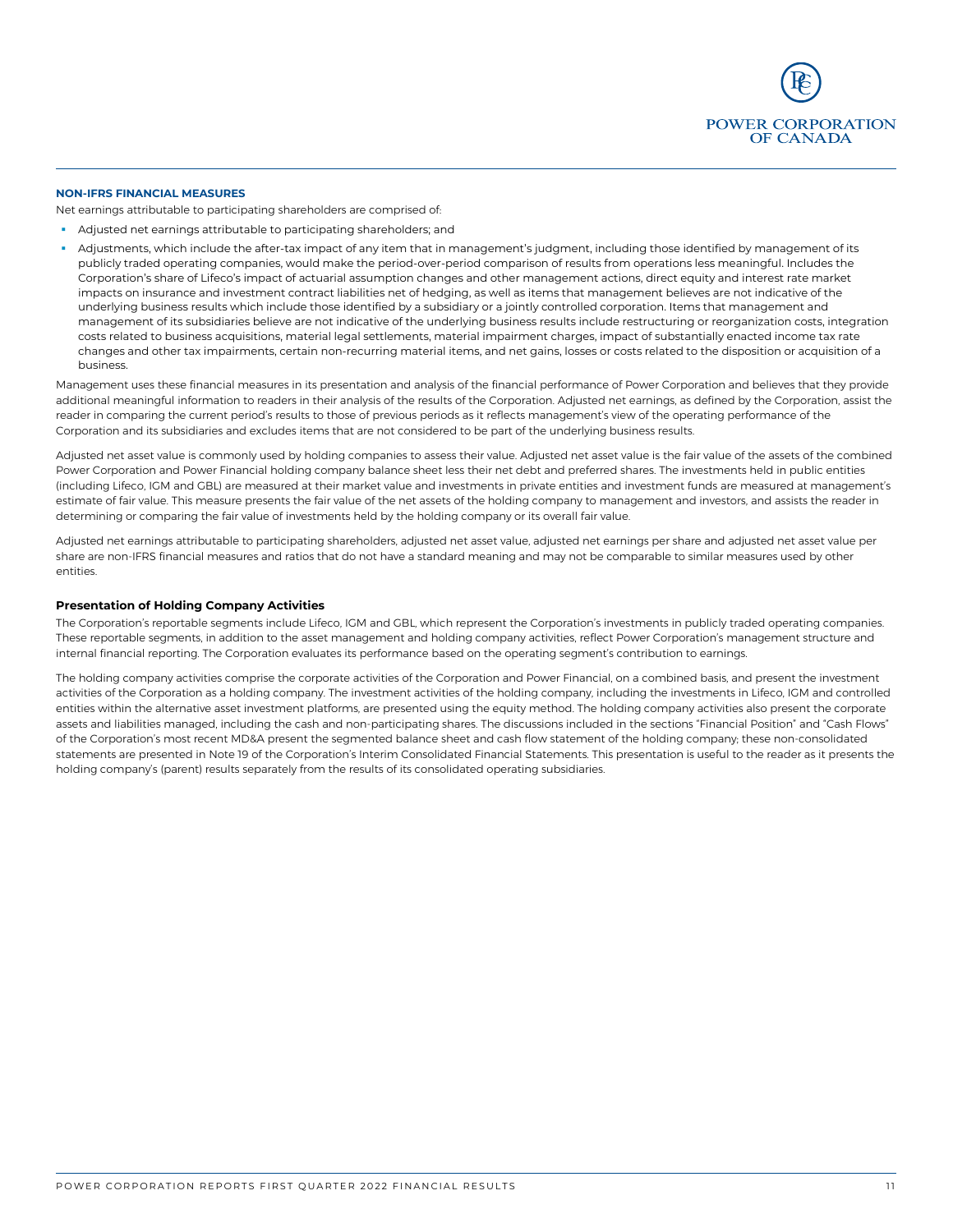**NON-IFRS FINANCIAL MEASURES**

Net earnings attributable to participating shareholders are comprised of:

- Adjusted net earnings attributable to participating shareholders; and
- Adjustments, which include the after-tax impact of any item that in management's judgment, including those identified by management of its publicly traded operating companies, would make the period-over-period comparison of results from operations less meaningful. Includes the Corporation's share of Lifeco's impact of actuarial assumption changes and other management actions, direct equity and interest rate market impacts on insurance and investment contract liabilities net of hedging, as well as items that management believes are not indicative of the underlying business results which include those identified by a subsidiary or a jointly controlled corporation. Items that management and management of its subsidiaries believe are not indicative of the underlying business results include restructuring or reorganization costs, integration costs related to business acquisitions, material legal settlements, material impairment charges, impact of substantially enacted income tax rate changes and other tax impairments, certain non-recurring material items, and net gains, losses or costs related to the disposition or acquisition of a business.

Management uses these financial measures in its presentation and analysis of the financial performance of Power Corporation and believes that they provide additional meaningful information to readers in their analysis of the results of the Corporation. Adjusted net earnings, as defined by the Corporation, assist the reader in comparing the current period's results to those of previous periods as it reflects management's view of the operating performance of the Corporation and its subsidiaries and excludes items that are not considered to be part of the underlying business results.

Adjusted net asset value is commonly used by holding companies to assess their value. Adjusted net asset value is the fair value of the assets of the combined Power Corporation and Power Financial holding company balance sheet less their net debt and preferred shares. The investments held in public entities (including Lifeco, IGM and GBL) are measured at their market value and investments in private entities and investment funds are measured at management's estimate of fair value. This measure presents the fair value of the net assets of the holding company to management and investors, and assists the reader in determining or comparing the fair value of investments held by the holding company or its overall fair value.

Adjusted net earnings attributable to participating shareholders, adjusted net asset value, adjusted net earnings per share and adjusted net asset value per share are non-IFRS financial measures and ratios that do not have a standard meaning and may not be comparable to similar measures used by other entities.

### Presentation of Holding Company Activities

The Corporation's reportable segments include Lifeco, IGM and GBL, which represent the Corporation's investments in publicly traded operating companies. These reportable segments, in addition to the asset management and holding company activities, reflect Power Corporation's management structure and internal financial reporting. The Corporation evaluates its performance based on the operating segment's contribution to earnings.

The holding company activities comprise the corporate activities of the Corporation and Power Financial, on a combined basis, and present the investment activities of the Corporation as a holding company. The investment activities of the holding company, including the investments in Lifeco, IGM and controlled entities within the alternative asset investment platforms, are presented using the equity method. The holding company activities also present the corporate assets and liabilities managed, including the cash and non-participating shares. The discussions included in the sections "Financial Position" and "Cash Flows" of the Corporation's most recent MD&A present the segmented balance sheet and cash flow statement of the holding company; these non-consolidated statements are presented in Note 19 of the Corporation's Interim Consolidated Financial Statements. This presentation is useful to the reader as it presents the holding company's (parent) results separately from the results of its consolidated operating subsidiaries.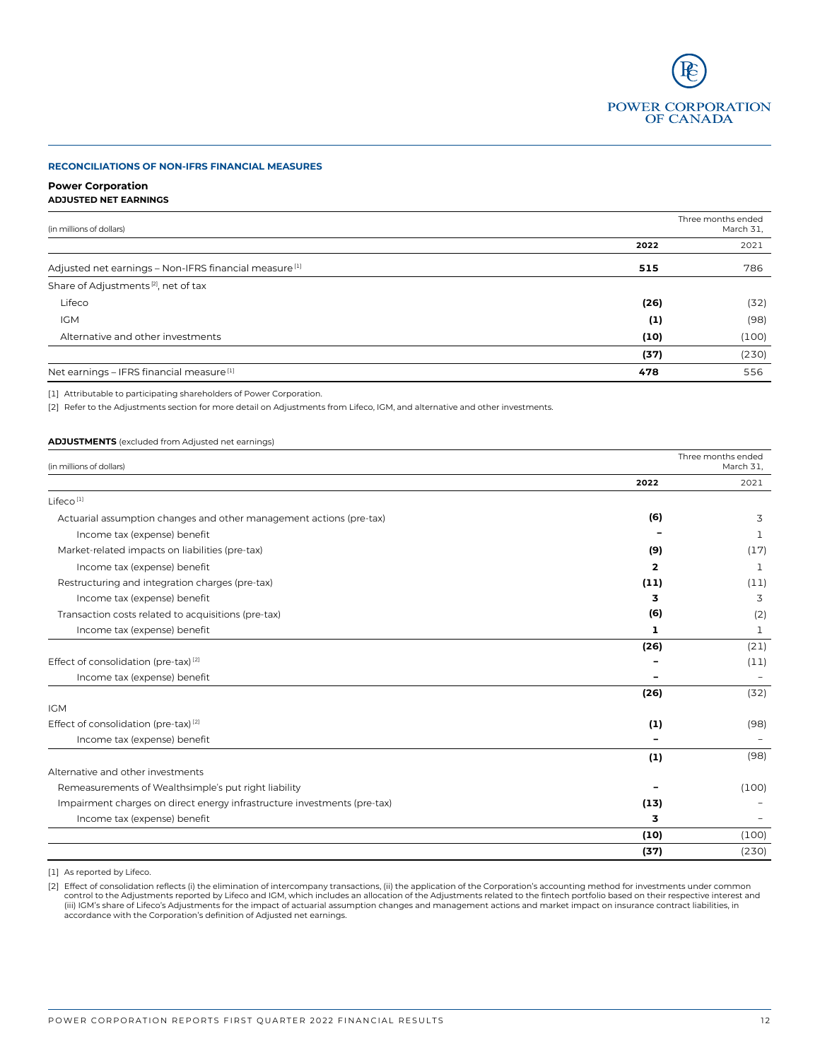## RECONCILIATIONS OF NON-IFRS FINANCIAL MEASURES

### Power Corporation

**ADJUSTED NET EARNINGS**

| (in millions of dollars) | Three months ended March 31, | |
|---|---|---|
| | **2022** | 2021 |
| Adjusted net earnings – Non-IFRS financial measure [1] | **515** | 786 |
| Share of Adjustments [2], net of tax | | |
| Lifeco | **(26)** | (32) |
| IGM | **(1)** | (98) |
| Alternative and other investments | **(10)** | (100) |
| | **(37)** | (230) |
| Net earnings – IFRS financial measure [1] | **478** | 556 |

[1] Attributable to participating shareholders of Power Corporation.

[2] Refer to the Adjustments section for more detail on Adjustments from Lifeco, IGM, and alternative and other investments.

**ADJUSTMENTS** (excluded from Adjusted net earnings)

| (in millions of dollars) | Three months ended March 31, | |
|---|---|---|
| | **2022** | 2021 |
| Lifeco [1] | | |
| Actuarial assumption changes and other management actions (pre-tax) | **(6)** | 3 |
| Income tax (expense) benefit | **–** | 1 |
| Market-related impacts on liabilities (pre-tax) | **(9)** | (17) |
| Income tax (expense) benefit | **2** | 1 |
| Restructuring and integration charges (pre-tax) | **(11)** | (11) |
| Income tax (expense) benefit | **3** | 3 |
| Transaction costs related to acquisitions (pre-tax) | **(6)** | (2) |
| Income tax (expense) benefit | **1** | 1 |
| | **(26)** | (21) |
| Effect of consolidation (pre-tax) [2] | **–** | (11) |
| Income tax (expense) benefit | **–** | – |
| | **(26)** | (32) |
| IGM | | |
| Effect of consolidation (pre-tax) [2] | **(1)** | (98) |
| Income tax (expense) benefit | **–** | – |
| | **(1)** | (98) |
| Alternative and other investments | | |
| Remeasurements of Wealthsimple's put right liability | **–** | (100) |
| Impairment charges on direct energy infrastructure investments (pre-tax) | **(13)** | – |
| Income tax (expense) benefit | **3** | – |
| | **(10)** | (100) |
| | **(37)** | (230) |

[1] As reported by Lifeco.

[2] Effect of consolidation reflects (i) the elimination of intercompany transactions, (ii) the application of the Corporation's accounting method for investments under common control to the Adjustments reported by Lifeco and IGM, which includes an allocation of the Adjustments related to the fintech portfolio based on their respective interest and (iii) IGM's share of Lifeco's Adjustments for the impact of actuarial assumption changes and management actions and market impact on insurance contract liabilities, in accordance with the Corporation's definition of Adjusted net earnings.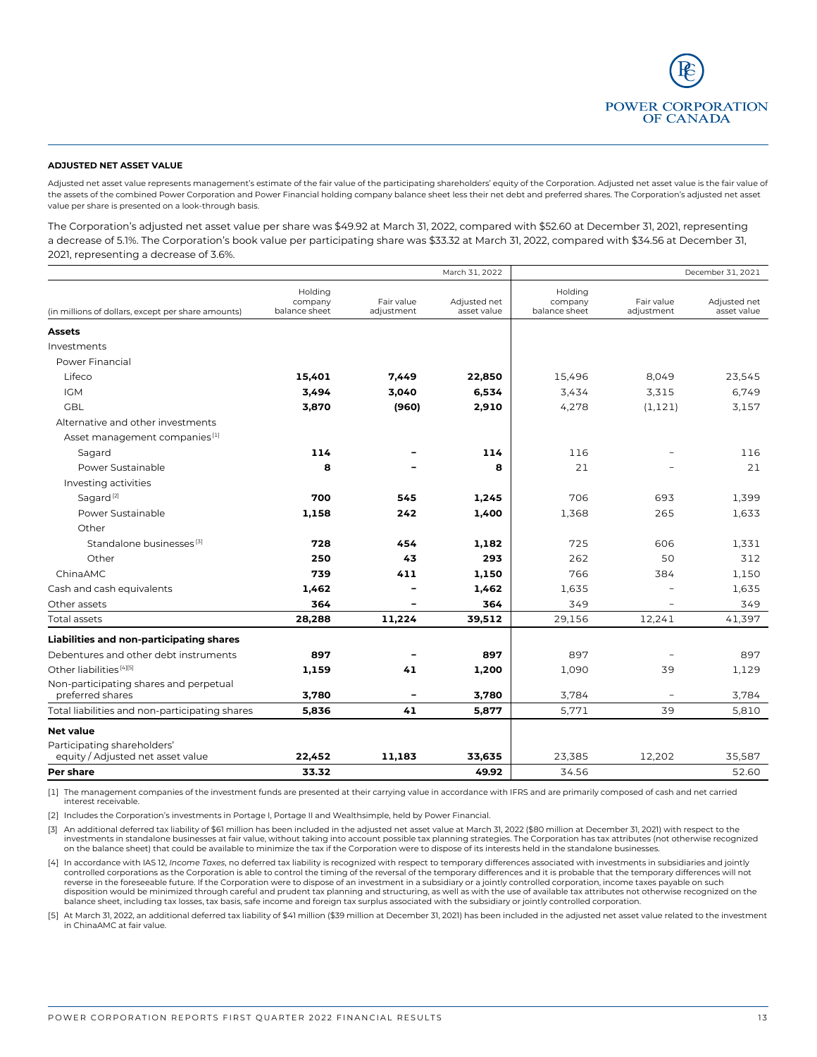## ADJUSTED NET ASSET VALUE

Adjusted net asset value represents management's estimate of the fair value of the participating shareholders' equity of the Corporation. Adjusted net asset value is the fair value of the assets of the combined Power Corporation and Power Financial holding company balance sheet less their net debt and preferred shares. The Corporation's adjusted net asset value per share is presented on a look-through basis.

The Corporation's adjusted net asset value per share was $49.92 at March 31, 2022, compared with $52.60 at December 31, 2021, representing a decrease of 5.1%. The Corporation's book value per participating share was $33.32 at March 31, 2022, compared with $34.56 at December 31, 2021, representing a decrease of 3.6%.

| | | | March 31, 2022 | | | December 31, 2021 |
|---|---|---|---|---|---|---|
| (in millions of dollars, except per share amounts) | Holding company balance sheet | Fair value adjustment | Adjusted net asset value | Holding company balance sheet | Fair value adjustment | Adjusted net asset value |
| **Assets** | | | | | | |
| Investments | | | | | | |
| Power Financial | | | | | | |
| Lifeco | **15,401** | **7,449** | **22,850** | 15,496 | 8,049 | 23,545 |
| IGM | **3,494** | **3,040** | **6,534** | 3,434 | 3,315 | 6,749 |
| GBL | **3,870** | **(960)** | **2,910** | 4,278 | (1,121) | 3,157 |
| Alternative and other investments | | | | | | |
| Asset management companies [1] | | | | | | |
| Sagard | **114** | **–** | **114** | 116 | – | 116 |
| Power Sustainable | **8** | **–** | **8** | 21 | – | 21 |
| Investing activities | | | | | | |
| Sagard [2] | **700** | **545** | **1,245** | 706 | 693 | 1,399 |
| Power Sustainable | **1,158** | **242** | **1,400** | 1,368 | 265 | 1,633 |
| Other | | | | | | |
| Standalone businesses [3] | **728** | **454** | **1,182** | 725 | 606 | 1,331 |
| Other | **250** | **43** | **293** | 262 | 50 | 312 |
| ChinaAMC | **739** | **411** | **1,150** | 766 | 384 | 1,150 |
| Cash and cash equivalents | **1,462** | **–** | **1,462** | 1,635 | – | 1,635 |
| Other assets | **364** | **–** | **364** | 349 | – | 349 |
| Total assets | **28,288** | **11,224** | **39,512** | 29,156 | 12,241 | 41,397 |
| **Liabilities and non-participating shares** | | | | | | |
| Debentures and other debt instruments | **897** | **–** | **897** | 897 | – | 897 |
| Other liabilities [4][5] | **1,159** | **41** | **1,200** | 1,090 | 39 | 1,129 |
| Non-participating shares and perpetual preferred shares | **3,780** | **–** | **3,780** | 3,784 | – | 3,784 |
| Total liabilities and non-participating shares | **5,836** | **41** | **5,877** | 5,771 | 39 | 5,810 |
| **Net value** | | | | | | |
| Participating shareholders' equity / Adjusted net asset value | **22,452** | **11,183** | **33,635** | 23,385 | 12,202 | 35,587 |
| **Per share** | **33.32** | | **49.92** | 34.56 | | 52.60 |

[1] The management companies of the investment funds are presented at their carrying value in accordance with IFRS and are primarily composed of cash and net carried interest receivable.

[2] Includes the Corporation's investments in Portage I, Portage II and Wealthsimple, held by Power Financial.

[3] An additional deferred tax liability of $61 million has been included in the adjusted net asset value at March 31, 2022 ($80 million at December 31, 2021) with respect to the investments in standalone businesses at fair value, without taking into account possible tax planning strategies. The Corporation has tax attributes (not otherwise recognized on the balance sheet) that could be available to minimize the tax if the Corporation were to dispose of its interests held in the standalone businesses.

[4] In accordance with IAS 12, *Income Taxes*, no deferred tax liability is recognized with respect to temporary differences associated with investments in subsidiaries and jointly controlled corporations as the Corporation is able to control the timing of the reversal of the temporary differences and it is probable that the temporary differences will not reverse in the foreseeable future. If the Corporation were to dispose of an investment in a subsidiary or a jointly controlled corporation, income taxes payable on such disposition would be minimized through careful and prudent tax planning and structuring, as well as with the use of available tax attributes not otherwise recognized on the balance sheet, including tax losses, tax basis, safe income and foreign tax surplus associated with the subsidiary or jointly controlled corporation.

[5] At March 31, 2022, an additional deferred tax liability of $41 million ($39 million at December 31, 2021) has been included in the adjusted net asset value related to the investment in ChinaAMC at fair value.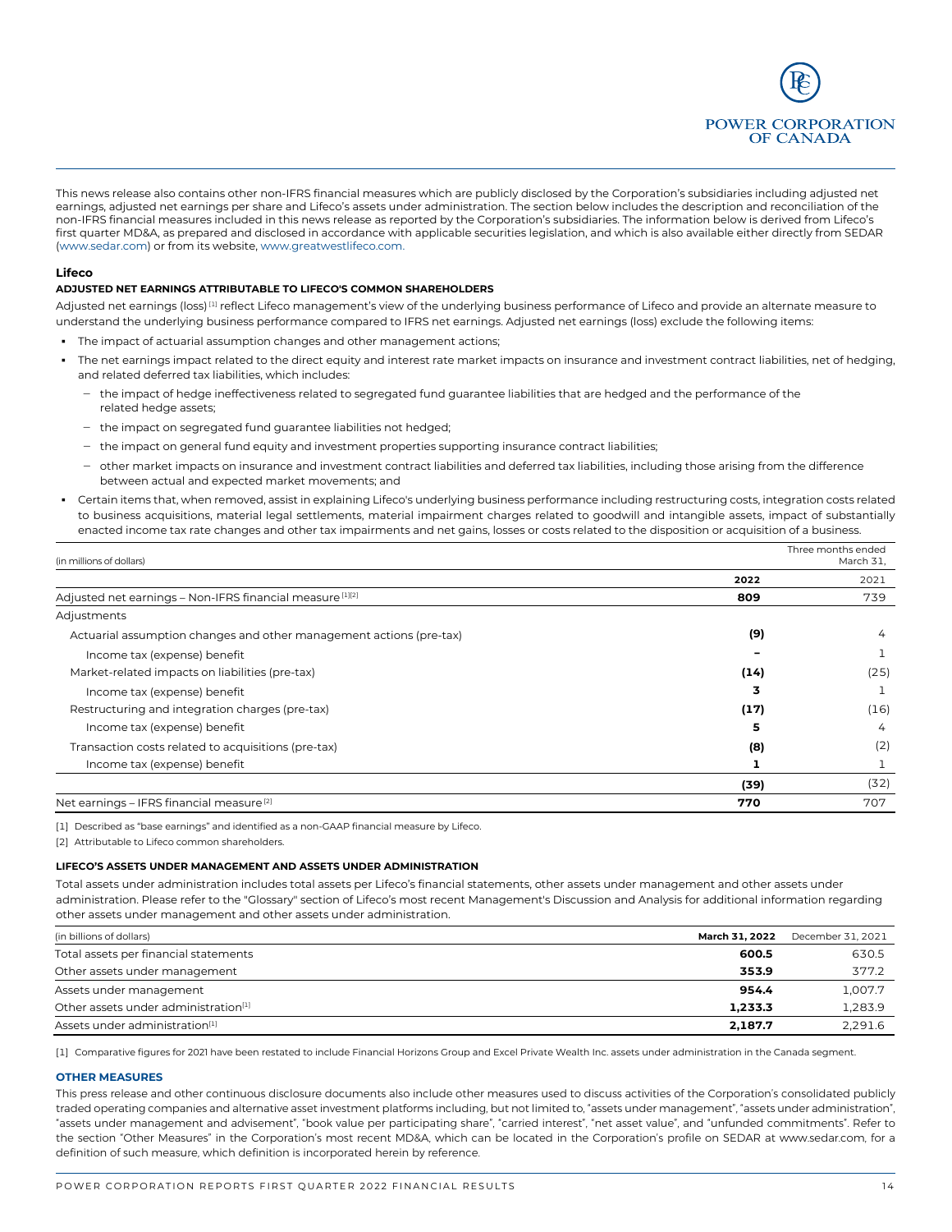This news release also contains other non-IFRS financial measures which are publicly disclosed by the Corporation's subsidiaries including adjusted net earnings, adjusted net earnings per share and Lifeco's assets under administration. The section below includes the description and reconciliation of the non-IFRS financial measures included in this news release as reported by the Corporation's subsidiaries. The information below is derived from Lifeco's first quarter MD&A, as prepared and disclosed in accordance with applicable securities legislation, and which is also available either directly from SEDAR (www.sedar.com) or from its website, www.greatwestlifeco.com.

### Lifeco

#### ADJUSTED NET EARNINGS ATTRIBUTABLE TO LIFECO'S COMMON SHAREHOLDERS

Adjusted net earnings (loss) [1] reflect Lifeco management's view of the underlying business performance of Lifeco and provide an alternate measure to understand the underlying business performance compared to IFRS net earnings. Adjusted net earnings (loss) exclude the following items:

- The impact of actuarial assumption changes and other management actions;
- The net earnings impact related to the direct equity and interest rate market impacts on insurance and investment contract liabilities, net of hedging, and related deferred tax liabilities, which includes:
  - the impact of hedge ineffectiveness related to segregated fund guarantee liabilities that are hedged and the performance of the related hedge assets;
  - the impact on segregated fund guarantee liabilities not hedged;
  - the impact on general fund equity and investment properties supporting insurance contract liabilities;
  - other market impacts on insurance and investment contract liabilities and deferred tax liabilities, including those arising from the difference between actual and expected market movements; and
- Certain items that, when removed, assist in explaining Lifeco's underlying business performance including restructuring costs, integration costs related to business acquisitions, material legal settlements, material impairment charges related to goodwill and intangible assets, impact of substantially enacted income tax rate changes and other tax impairments and net gains, losses or costs related to the disposition or acquisition of a business.

| (in millions of dollars) | Three months ended March 31, | |
|---|---|---|
| | **2022** | 2021 |
| Adjusted net earnings – Non-IFRS financial measure [1][2] | **809** | 739 |
| Adjustments | | |
| Actuarial assumption changes and other management actions (pre-tax) | **(9)** | 4 |
| Income tax (expense) benefit | **–** | 1 |
| Market-related impacts on liabilities (pre-tax) | **(14)** | (25) |
| Income tax (expense) benefit | **3** | 1 |
| Restructuring and integration charges (pre-tax) | **(17)** | (16) |
| Income tax (expense) benefit | **5** | 4 |
| Transaction costs related to acquisitions (pre-tax) | **(8)** | (2) |
| Income tax (expense) benefit | **1** | 1 |
| | **(39)** | (32) |
| Net earnings – IFRS financial measure [2] | **770** | 707 |

[1] Described as "base earnings" and identified as a non-GAAP financial measure by Lifeco.

[2] Attributable to Lifeco common shareholders.

#### LIFECO'S ASSETS UNDER MANAGEMENT AND ASSETS UNDER ADMINISTRATION

Total assets under administration includes total assets per Lifeco's financial statements, other assets under management and other assets under administration. Please refer to the "Glossary" section of Lifeco's most recent Management's Discussion and Analysis for additional information regarding other assets under management and other assets under administration.

| (in billions of dollars) | **March 31, 2022** | December 31, 2021 |
|---|---|---|
| Total assets per financial statements | **600.5** | 630.5 |
| Other assets under management | **353.9** | 377.2 |
| Assets under management | **954.4** | 1,007.7 |
| Other assets under administration[1] | **1,233.3** | 1,283.9 |
| Assets under administration[1] | **2,187.7** | 2,291.6 |

[1] Comparative figures for 2021 have been restated to include Financial Horizons Group and Excel Private Wealth Inc. assets under administration in the Canada segment.

#### OTHER MEASURES

This press release and other continuous disclosure documents also include other measures used to discuss activities of the Corporation's consolidated publicly traded operating companies and alternative asset investment platforms including, but not limited to, "assets under management", "assets under administration", "assets under management and advisement", "book value per participating share", "carried interest", "net asset value", and "unfunded commitments". Refer to the section "Other Measures" in the Corporation's most recent MD&A, which can be located in the Corporation's profile on SEDAR at www.sedar.com, for a definition of such measure, which definition is incorporated herein by reference.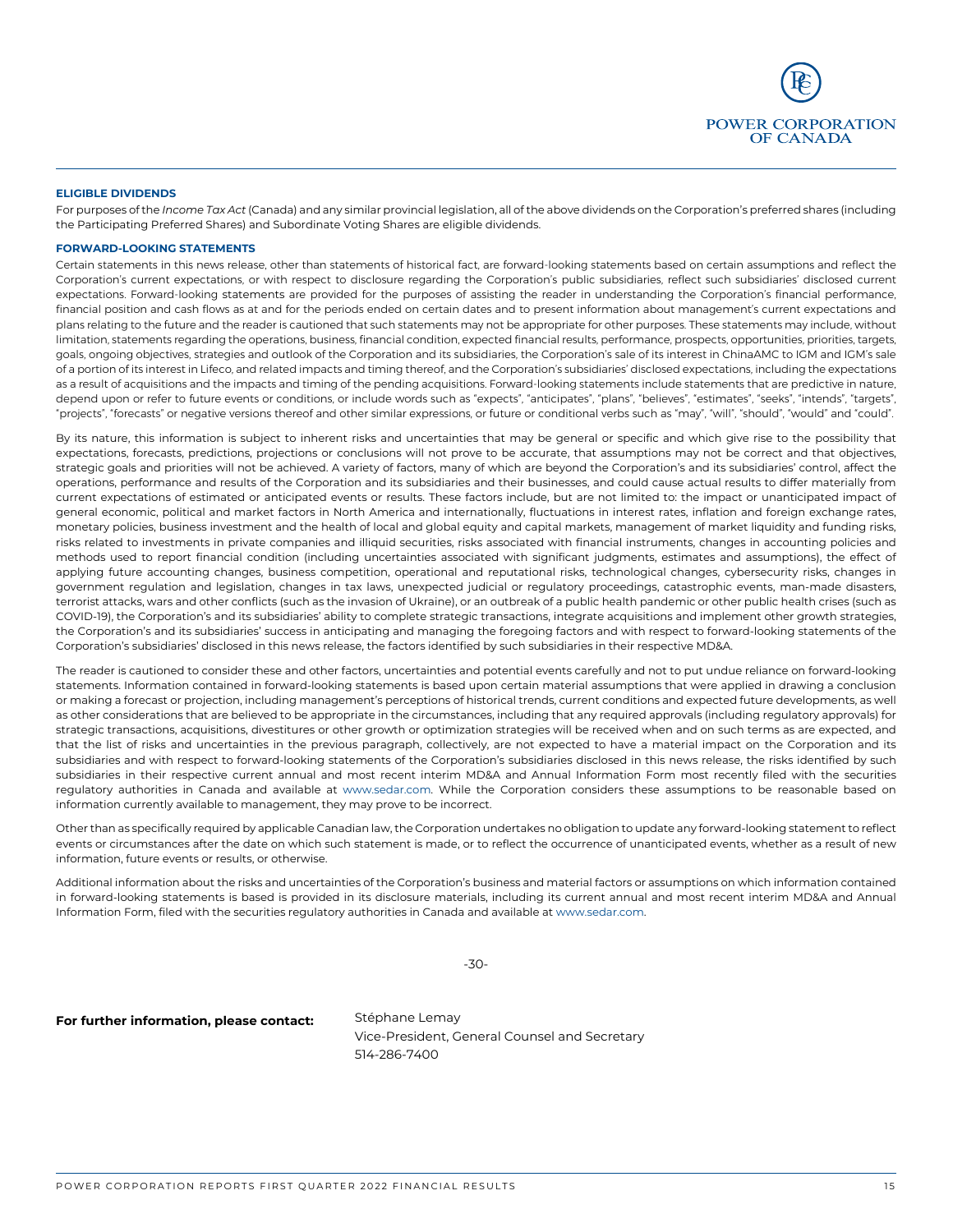## ELIGIBLE DIVIDENDS

For purposes of the *Income Tax Act* (Canada) and any similar provincial legislation, all of the above dividends on the Corporation's preferred shares (including the Participating Preferred Shares) and Subordinate Voting Shares are eligible dividends.

## FORWARD-LOOKING STATEMENTS

Certain statements in this news release, other than statements of historical fact, are forward-looking statements based on certain assumptions and reflect the Corporation's current expectations, or with respect to disclosure regarding the Corporation's public subsidiaries, reflect such subsidiaries' disclosed current expectations. Forward-looking statements are provided for the purposes of assisting the reader in understanding the Corporation's financial performance, financial position and cash flows as at and for the periods ended on certain dates and to present information about management's current expectations and plans relating to the future and the reader is cautioned that such statements may not be appropriate for other purposes. These statements may include, without limitation, statements regarding the operations, business, financial condition, expected financial results, performance, prospects, opportunities, priorities, targets, goals, ongoing objectives, strategies and outlook of the Corporation and its subsidiaries, the Corporation's sale of its interest in ChinaAMC to IGM and IGM's sale of a portion of its interest in Lifeco, and related impacts and timing thereof, and the Corporation's subsidiaries' disclosed expectations, including the expectations as a result of acquisitions and the impacts and timing of the pending acquisitions. Forward-looking statements include statements that are predictive in nature, depend upon or refer to future events or conditions, or include words such as "expects", "anticipates", "plans", "believes", "estimates", "seeks", "intends", "targets", "projects", "forecasts" or negative versions thereof and other similar expressions, or future or conditional verbs such as "may", "will", "should", "would" and "could".

By its nature, this information is subject to inherent risks and uncertainties that may be general or specific and which give rise to the possibility that expectations, forecasts, predictions, projections or conclusions will not prove to be accurate, that assumptions may not be correct and that objectives, strategic goals and priorities will not be achieved. A variety of factors, many of which are beyond the Corporation's and its subsidiaries' control, affect the operations, performance and results of the Corporation and its subsidiaries and their businesses, and could cause actual results to differ materially from current expectations of estimated or anticipated events or results. These factors include, but are not limited to: the impact or unanticipated impact of general economic, political and market factors in North America and internationally, fluctuations in interest rates, inflation and foreign exchange rates, monetary policies, business investment and the health of local and global equity and capital markets, management of market liquidity and funding risks, risks related to investments in private companies and illiquid securities, risks associated with financial instruments, changes in accounting policies and methods used to report financial condition (including uncertainties associated with significant judgments, estimates and assumptions), the effect of applying future accounting changes, business competition, operational and reputational risks, technological changes, cybersecurity risks, changes in government regulation and legislation, changes in tax laws, unexpected judicial or regulatory proceedings, catastrophic events, man-made disasters, terrorist attacks, wars and other conflicts (such as the invasion of Ukraine), or an outbreak of a public health pandemic or other public health crises (such as COVID-19), the Corporation's and its subsidiaries' ability to complete strategic transactions, integrate acquisitions and implement other growth strategies, the Corporation's and its subsidiaries' success in anticipating and managing the foregoing factors and with respect to forward-looking statements of the Corporation's subsidiaries' disclosed in this news release, the factors identified by such subsidiaries in their respective MD&A.

The reader is cautioned to consider these and other factors, uncertainties and potential events carefully and not to put undue reliance on forward-looking statements. Information contained in forward-looking statements is based upon certain material assumptions that were applied in drawing a conclusion or making a forecast or projection, including management's perceptions of historical trends, current conditions and expected future developments, as well as other considerations that are believed to be appropriate in the circumstances, including that any required approvals (including regulatory approvals) for strategic transactions, acquisitions, divestitures or other growth or optimization strategies will be received when and on such terms as are expected, and that the list of risks and uncertainties in the previous paragraph, collectively, are not expected to have a material impact on the Corporation and its subsidiaries and with respect to forward-looking statements of the Corporation's subsidiaries disclosed in this news release, the risks identified by such subsidiaries in their respective current annual and most recent interim MD&A and Annual Information Form most recently filed with the securities regulatory authorities in Canada and available at www.sedar.com. While the Corporation considers these assumptions to be reasonable based on information currently available to management, they may prove to be incorrect.

Other than as specifically required by applicable Canadian law, the Corporation undertakes no obligation to update any forward-looking statement to reflect events or circumstances after the date on which such statement is made, or to reflect the occurrence of unanticipated events, whether as a result of new information, future events or results, or otherwise.

Additional information about the risks and uncertainties of the Corporation's business and material factors or assumptions on which information contained in forward-looking statements is based is provided in its disclosure materials, including its current annual and most recent interim MD&A and Annual Information Form, filed with the securities regulatory authorities in Canada and available at www.sedar.com.

-30-

**For further information, please contact:**

Stéphane Lemay
Vice-President, General Counsel and Secretary
514-286-7400